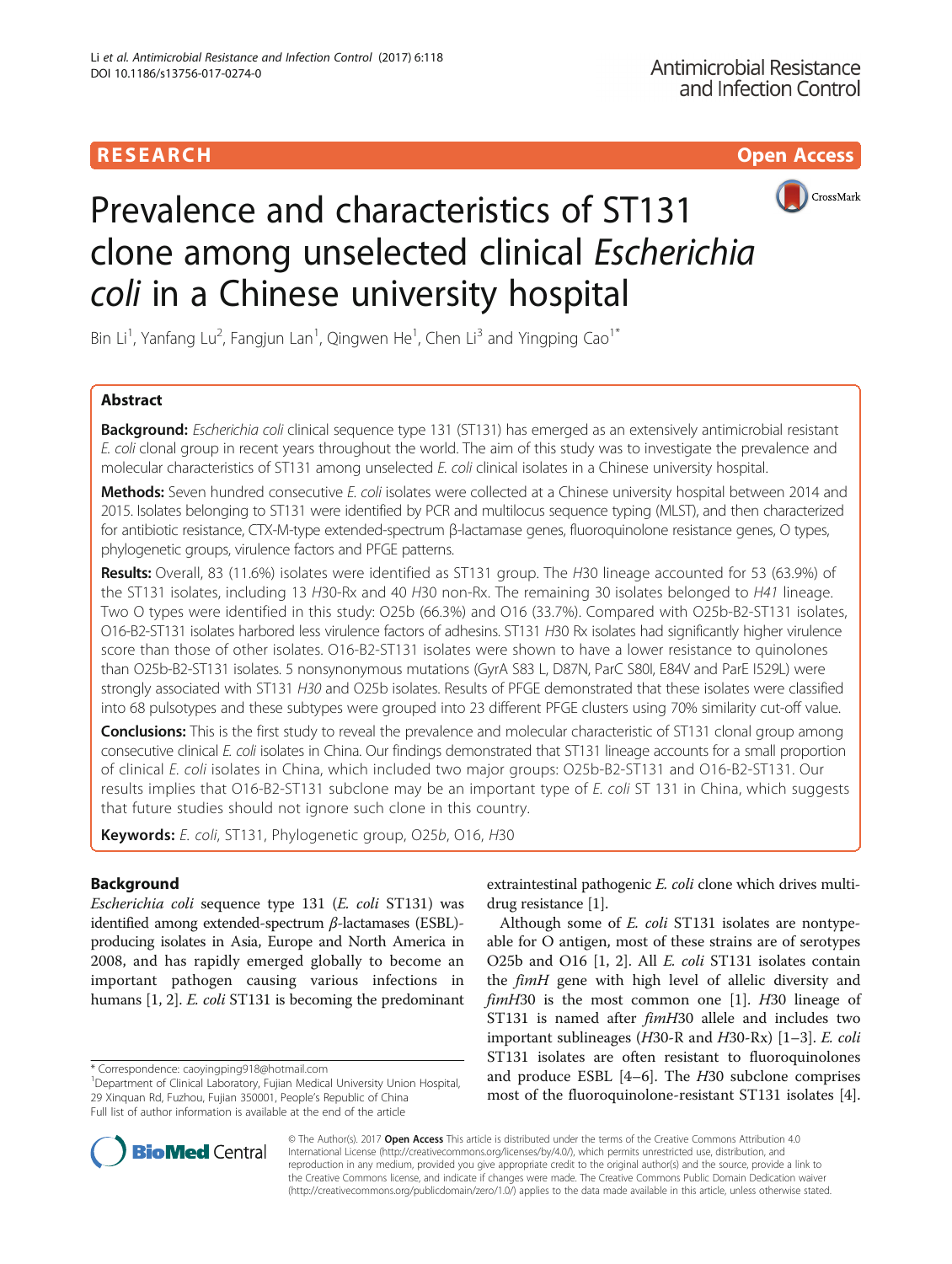RESEARCH Open Access

# Prevalence and characteristics of ST131 clone among unselected clinical *Escherichia coli* in a Chinese university hospital

Bin Li[1], Yanfang Lu[2], Fangjun Lan[1], Qingwen He[1], Chen Li[3] and Yingping Cao[1*]

## Abstract

**Background:** *Escherichia coli* clinical sequence type 131 (ST131) has emerged as an extensively antimicrobial resistant *E. coli* clonal group in recent years throughout the world. The aim of this study was to investigate the prevalence and molecular characteristics of ST131 among unselected *E. coli* clinical isolates in a Chinese university hospital.

**Methods:** Seven hundred consecutive *E. coli* isolates were collected at a Chinese university hospital between 2014 and 2015. Isolates belonging to ST131 were identified by PCR and multilocus sequence typing (MLST), and then characterized for antibiotic resistance, CTX-M-type extended-spectrum β-lactamase genes, fluoroquinolone resistance genes, O types, phylogenetic groups, virulence factors and PFGE patterns.

**Results:** Overall, 83 (11.6%) isolates were identified as ST131 group. The *H*30 lineage accounted for 53 (63.9%) of the ST131 isolates, including 13 *H*30-Rx and 40 *H*30 non-Rx. The remaining 30 isolates belonged to *H41* lineage. Two O types were identified in this study: O25b (66.3%) and O16 (33.7%). Compared with O25b-B2-ST131 isolates, O16-B2-ST131 isolates harbored less virulence factors of adhesins. ST131 *H30* Rx isolates had significantly higher virulence score than those of other isolates. O16-B2-ST131 isolates were shown to have a lower resistance to quinolones than O25b-B2-ST131 isolates. 5 nonsynonymous mutations (GyrA S83 L, D87N, ParC S80I, E84V and ParE I529L) were strongly associated with ST131 *H30* and O25b isolates. Results of PFGE demonstrated that these isolates were classified into 68 pulsotypes and these subtypes were grouped into 23 different PFGE clusters using 70% similarity cut-off value.

**Conclusions:** This is the first study to reveal the prevalence and molecular characteristic of ST131 clonal group among consecutive clinical *E. coli* isolates in China. Our findings demonstrated that ST131 lineage accounts for a small proportion of clinical *E. coli* isolates in China, which included two major groups: O25b-B2-ST131 and O16-B2-ST131. Our results implies that O16-B2-ST131 subclone may be an important type of *E. coli* ST 131 in China, which suggests that future studies should not ignore such clone in this country.

**Keywords:** *E. coli*, ST131, Phylogenetic group, O25*b*, O16, *H*30

## Background

*Escherichia coli* sequence type 131 (*E. coli* ST131) was identified among extended-spectrum *β*-lactamases (ESBL)-producing isolates in Asia, Europe and North America in 2008, and has rapidly emerged globally to become an important pathogen causing various infections in humans [1, 2]. *E. coli* ST131 is becoming the predominant extraintestinal pathogenic *E. coli* clone which drives multi-drug resistance [1].

Although some of *E. coli* ST131 isolates are nontypeable for O antigen, most of these strains are of serotypes O25b and O16 [1, 2]. All *E. coli* ST131 isolates contain the *fimH* gene with high level of allelic diversity and *fimH*30 is the most common one [1]. *H*30 lineage of ST131 is named after *fimH*30 allele and includes two important sublineages (*H*30-R and *H*30-Rx) [1–3]. *E. coli* ST131 isolates are often resistant to fluoroquinolones and produce ESBL [4–6]. The *H*30 subclone comprises most of the fluoroquinolone-resistant ST131 isolates [4].

\* Correspondence: caoyingping918@hotmail.com
[1]Department of Clinical Laboratory, Fujian Medical University Union Hospital, 29 Xinquan Rd, Fuzhou, Fujian 350001, People's Republic of China
Full list of author information is available at the end of the article

© The Author(s). 2017 **Open Access** This article is distributed under the terms of the Creative Commons Attribution 4.0 International License (http://creativecommons.org/licenses/by/4.0/), which permits unrestricted use, distribution, and reproduction in any medium, provided you give appropriate credit to the original author(s) and the source, provide a link to the Creative Commons license, and indicate if changes were made. The Creative Commons Public Domain Dedication waiver (http://creativecommons.org/publicdomain/zero/1.0/) applies to the data made available in this article, unless otherwise stated.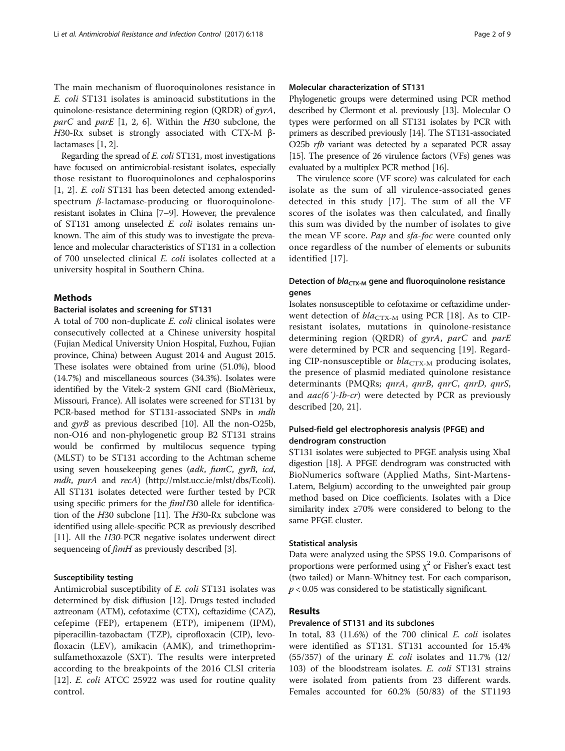The main mechanism of fluoroquinolones resistance in *E. coli* ST131 isolates is aminoacid substitutions in the quinolone-resistance determining region (QRDR) of *gyrA*, *parC* and *parE* [1, 2, 6]. Within the *H*30 subclone, the *H*30-Rx subset is strongly associated with CTX-M β-lactamases [1, 2].

Regarding the spread of *E. coli* ST131, most investigations have focused on antimicrobial-resistant isolates, especially those resistant to fluoroquinolones and cephalosporins [1, 2]. *E. coli* ST131 has been detected among extended-spectrum *β*-lactamase-producing or fluoroquinolone-resistant isolates in China [7–9]. However, the prevalence of ST131 among unselected *E. coli* isolates remains unknown. The aim of this study was to investigate the prevalence and molecular characteristics of ST131 in a collection of 700 unselected clinical *E. coli* isolates collected at a university hospital in Southern China.

## Methods

### Bacterial isolates and screening for ST131

A total of 700 non-duplicate *E. coli* clinical isolates were consecutively collected at a Chinese university hospital (Fujian Medical University Union Hospital, Fuzhou, Fujian province, China) between August 2014 and August 2015. These isolates were obtained from urine (51.0%), blood (14.7%) and miscellaneous sources (34.3%). Isolates were identified by the Vitek-2 system GNI card (BioMèrieux, Missouri, France). All isolates were screened for ST131 by PCR-based method for ST131-associated SNPs in *mdh* and *gyrB* as previous described [10]. All the non-O25b, non-O16 and non-phylogenetic group B2 ST131 strains would be confirmed by multilocus sequence typing (MLST) to be ST131 according to the Achtman scheme using seven housekeeping genes (*adk*, *fumC*, *gyrB*, *icd*, *mdh*, *purA* and *recA*) (http://mlst.ucc.ie/mlst/dbs/Ecoli). All ST131 isolates detected were further tested by PCR using specific primers for the *fimH*30 allele for identification of the *H*30 subclone [11]. The *H*30-Rx subclone was identified using allele-specific PCR as previously described [11]. All the *H30*-PCR negative isolates underwent direct sequenceing of *fimH* as previously described [3].

### Susceptibility testing

Antimicrobial susceptibility of *E. coli* ST131 isolates was determined by disk diffusion [12]. Drugs tested included aztreonam (ATM), cefotaxime (CTX), ceftazidime (CAZ), cefepime (FEP), ertapenem (ETP), imipenem (IPM), piperacillin-tazobactam (TZP), ciprofloxacin (CIP), levofloxacin (LEV), amikacin (AMK), and trimethoprim-sulfamethoxazole (SXT). The results were interpreted according to the breakpoints of the 2016 CLSI criteria [12]. *E. coli* ATCC 25922 was used for routine quality control.

### Molecular characterization of ST131

Phylogenetic groups were determined using PCR method described by Clermont et al. previously [13]. Molecular O types were performed on all ST131 isolates by PCR with primers as described previously [14]. The ST131-associated O25b *rfb* variant was detected by a separated PCR assay [15]. The presence of 26 virulence factors (VFs) genes was evaluated by a multiplex PCR method [16].

The virulence score (VF score) was calculated for each isolate as the sum of all virulence-associated genes detected in this study [17]. The sum of all the VF scores of the isolates was then calculated, and finally this sum was divided by the number of isolates to give the mean VF score. *Pap* and *sfa-foc* were counted only once regardless of the number of elements or subunits identified [17].

### Detection of $bla_{CTX-M}$ gene and fluoroquinolone resistance genes

Isolates nonsusceptible to cefotaxime or ceftazidime underwent detection of $bla_{CTX-M}$ using PCR [18]. As to CIP-resistant isolates, mutations in quinolone-resistance determining region (QRDR) of *gyrA*, *parC* and *parE* were determined by PCR and sequencing [19]. Regarding CIP-nonsusceptible or $bla_{CTX-M}$ producing isolates, the presence of plasmid mediated quinolone resistance determinants (PMQRs; *qnrA*, *qnrB*, *qnrC*, *qnrD*, *qnrS*, and *aac(6´)-Ib-cr*) were detected by PCR as previously described [20, 21].

### Pulsed-field gel electrophoresis analysis (PFGE) and dendrogram construction

ST131 isolates were subjected to PFGE analysis using XbaI digestion [18]. A PFGE dendrogram was constructed with BioNumerics software (Applied Maths, Sint-Martens-Latem, Belgium) according to the unweighted pair group method based on Dice coefficients. Isolates with a Dice similarity index ≥70% were considered to belong to the same PFGE cluster.

### Statistical analysis

Data were analyzed using the SPSS 19.0. Comparisons of proportions were performed using $\chi^2$ or Fisher's exact test (two tailed) or Mann-Whitney test. For each comparison, $p < 0.05$ was considered to be statistically significant.

## Results

### Prevalence of ST131 and its subclones

In total, 83 (11.6%) of the 700 clinical *E. coli* isolates were identified as ST131. ST131 accounted for 15.4% (55/357) of the urinary *E. coli* isolates and 11.7% (12/103) of the bloodstream isolates. *E. coli* ST131 strains were isolated from patients from 23 different wards. Females accounted for 60.2% (50/83) of the ST1193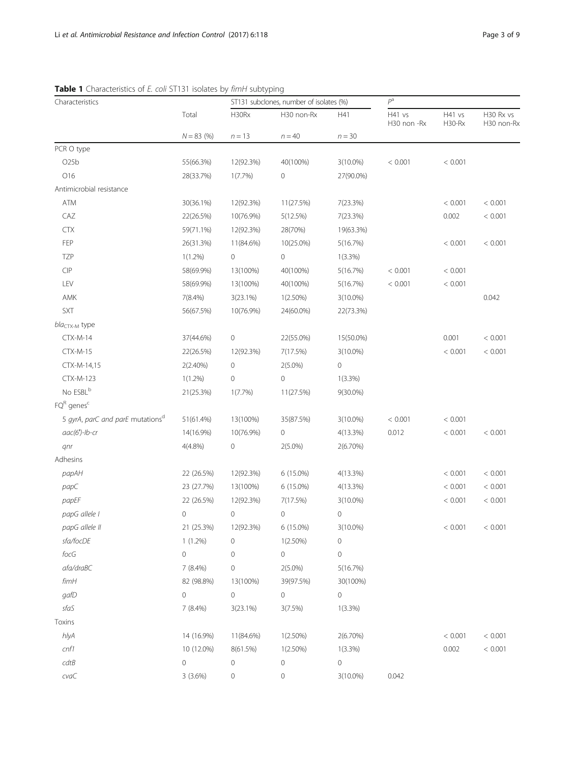**Table 1** Characteristics of *E. coli* ST131 isolates by *fimH* subtyping

| Characteristics | Total | ST131 subclones, number of isolates (%) | | | $P^a$ | | |
|---|---|---|---|---|---|---|---|
| | Total | H30Rx | H30 non-Rx | H41 | H41 vs H30 non -Rx | H41 vs H30-Rx | H30 Rx vs H30 non-Rx |
| | N = 83 (%) | n = 13 | n = 40 | n = 30 | | | |
| PCR O type | | | | | | | |
| O25b | 55(66.3%) | 12(92.3%) | 40(100%) | 3(10.0%) | < 0.001 | < 0.001 | |
| O16 | 28(33.7%) | 1(7.7%) | 0 | 27(90.0%) | | | |
| Antimicrobial resistance | | | | | | | |
| ATM | 30(36.1%) | 12(92.3%) | 11(27.5%) | 7(23.3%) | | < 0.001 | < 0.001 |
| CAZ | 22(26.5%) | 10(76.9%) | 5(12.5%) | 7(23.3%) | | 0.002 | < 0.001 |
| CTX | 59(71.1%) | 12(92.3%) | 28(70%) | 19(63.3%) | | | |
| FEP | 26(31.3%) | 11(84.6%) | 10(25.0%) | 5(16.7%) | | < 0.001 | < 0.001 |
| TZP | 1(1.2%) | 0 | 0 | 1(3.3%) | | | |
| CIP | 58(69.9%) | 13(100%) | 40(100%) | 5(16.7%) | < 0.001 | < 0.001 | |
| LEV | 58(69.9%) | 13(100%) | 40(100%) | 5(16.7%) | < 0.001 | < 0.001 | |
| AMK | 7(8.4%) | 3(23.1%) | 1(2.50%) | 3(10.0%) | | | 0.042 |
| SXT | 56(67.5%) | 10(76.9%) | 24(60.0%) | 22(73.3%) | | | |
| $bla_{CTX-M}$ type | | | | | | | |
| CTX-M-14 | 37(44.6%) | 0 | 22(55.0%) | 15(50.0%) | | 0.001 | < 0.001 |
| CTX-M-15 | 22(26.5%) | 12(92.3%) | 7(17.5%) | 3(10.0%) | | < 0.001 | < 0.001 |
| CTX-M-14,15 | 2(2.40%) | 0 | 2(5.0%) | 0 | | | |
| CTX-M-123 | 1(1.2%) | 0 | 0 | 1(3.3%) | | | |
| No ESBL[b] | 21(25.3%) | 1(7.7%) | 11(27.5%) | 9(30.0%) | | | |
| $FQ^R$ genes[c] | | | | | | | |
| 5 *gyrA, parC and parE* mutations[d] | 51(61.4%) | 13(100%) | 35(87.5%) | 3(10.0%) | < 0.001 | < 0.001 | |
| *aac(6')-Ib-cr* | 14(16.9%) | 10(76.9%) | 0 | 4(13.3%) | 0.012 | < 0.001 | < 0.001 |
| *qnr* | 4(4.8%) | 0 | 2(5.0%) | 2(6.70%) | | | |
| Adhesins | | | | | | | |
| *papAH* | 22 (26.5%) | 12(92.3%) | 6 (15.0%) | 4(13.3%) | | < 0.001 | < 0.001 |
| *papC* | 23 (27.7%) | 13(100%) | 6 (15.0%) | 4(13.3%) | | < 0.001 | < 0.001 |
| *papEF* | 22 (26.5%) | 12(92.3%) | 7(17.5%) | 3(10.0%) | | < 0.001 | < 0.001 |
| *papG allele I* | 0 | 0 | 0 | 0 | | | |
| *papG allele II* | 21 (25.3%) | 12(92.3%) | 6 (15.0%) | 3(10.0%) | | < 0.001 | < 0.001 |
| *sfa/focDE* | 1 (1.2%) | 0 | 1(2.50%) | 0 | | | |
| *focG* | 0 | 0 | 0 | 0 | | | |
| *afa/draBC* | 7 (8.4%) | 0 | 2(5.0%) | 5(16.7%) | | | |
| *fimH* | 82 (98.8%) | 13(100%) | 39(97.5%) | 30(100%) | | | |
| *gafD* | 0 | 0 | 0 | 0 | | | |
| *sfaS* | 7 (8.4%) | 3(23.1%) | 3(7.5%) | 1(3.3%) | | | |
| Toxins | | | | | | | |
| *hlyA* | 14 (16.9%) | 11(84.6%) | 1(2.50%) | 2(6.70%) | | < 0.001 | < 0.001 |
| *cnf1* | 10 (12.0%) | 8(61.5%) | 1(2.50%) | 1(3.3%) | | 0.002 | < 0.001 |
| *cdtB* | 0 | 0 | 0 | 0 | | | |
| *cvaC* | 3 (3.6%) | 0 | 0 | 3(10.0%) | 0.042 | | |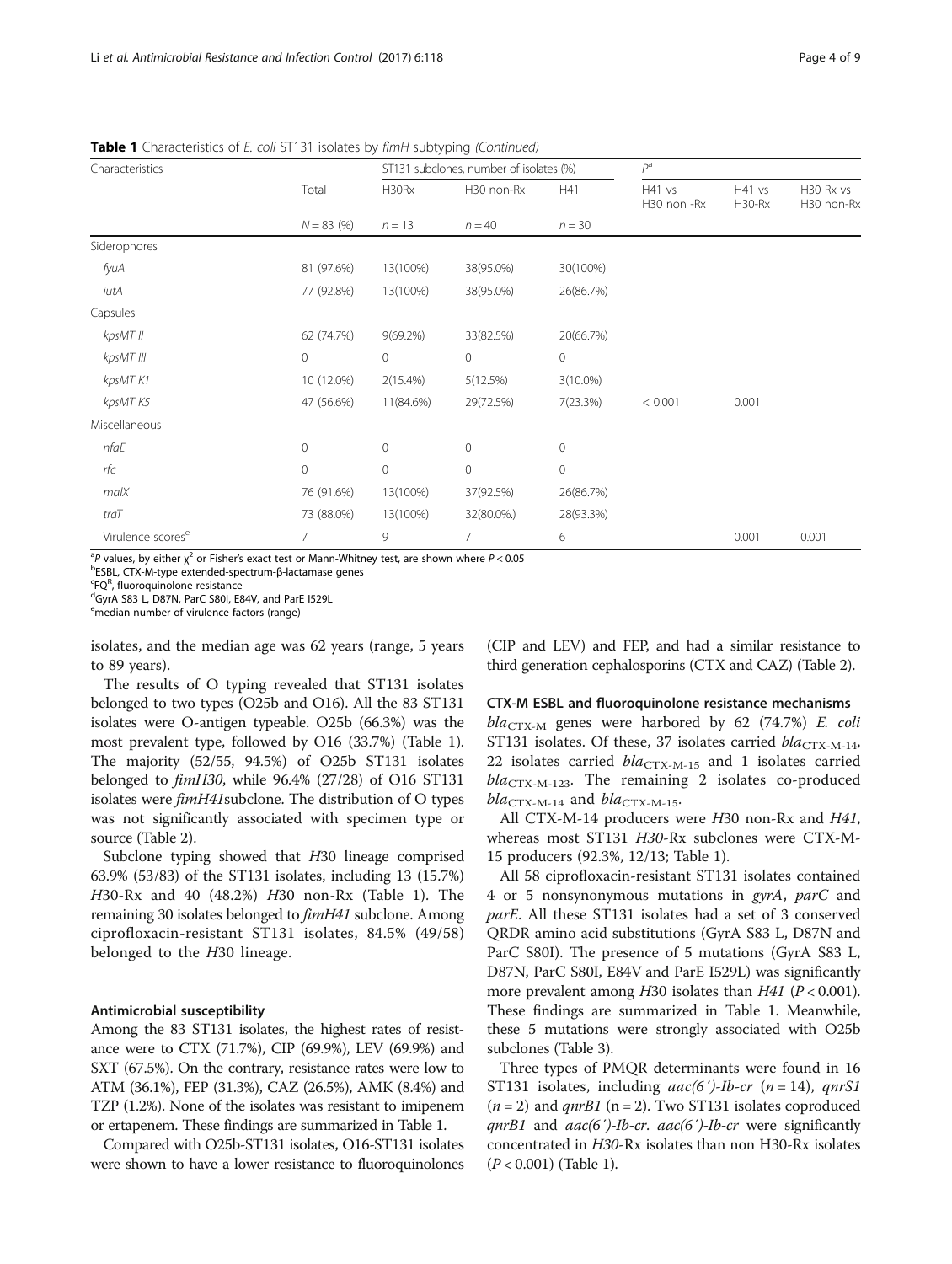**Table 1** Characteristics of *E. coli* ST131 isolates by *fimH* subtyping *(Continued)*

| Characteristics | Total | ST131 subclones, number of isolates (%) | | | $P^a$ | | |
|---|---|---|---|---|---|---|---|
| | | H30Rx | H30 non-Rx | H41 | H41 vs H30 non -Rx | H41 vs H30-Rx | H30 Rx vs H30 non-Rx |
| | N = 83 (%) | n = 13 | n = 40 | n = 30 | | | |
| Siderophores | | | | | | | |
| *fyuA* | 81 (97.6%) | 13(100%) | 38(95.0%) | 30(100%) | | | |
| *iutA* | 77 (92.8%) | 13(100%) | 38(95.0%) | 26(86.7%) | | | |
| Capsules | | | | | | | |
| *kpsMT II* | 62 (74.7%) | 9(69.2%) | 33(82.5%) | 20(66.7%) | | | |
| *kpsMT III* | 0 | 0 | 0 | 0 | | | |
| *kpsMT K1* | 10 (12.0%) | 2(15.4%) | 5(12.5%) | 3(10.0%) | | | |
| *kpsMT K5* | 47 (56.6%) | 11(84.6%) | 29(72.5%) | 7(23.3%) | < 0.001 | 0.001 | |
| Miscellaneous | | | | | | | |
| *nfaE* | 0 | 0 | 0 | 0 | | | |
| *rfc* | 0 | 0 | 0 | 0 | | | |
| *malX* | 76 (91.6%) | 13(100%) | 37(92.5%) | 26(86.7%) | | | |
| *traT* | 73 (88.0%) | 13(100%) | 32(80.0%.) | 28(93.3%) | | | |
| Virulence scores[e] | 7 | 9 | 7 | 6 | | 0.001 | 0.001 |

[a]*P* values, by either $\chi^2$ or Fisher's exact test or Mann-Whitney test, are shown where $P < 0.05$
[b]ESBL, CTX-M-type extended-spectrum-β-lactamase genes
[c]$FQ^R$, fluoroquinolone resistance
[d]GyrA S83 L, D87N, ParC S80I, E84V, and ParE I529L
[e]median number of virulence factors (range)

isolates, and the median age was 62 years (range, 5 years to 89 years).

The results of O typing revealed that ST131 isolates belonged to two types (O25b and O16). All the 83 ST131 isolates were O-antigen typeable. O25b (66.3%) was the most prevalent type, followed by O16 (33.7%) (Table 1). The majority (52/55, 94.5%) of O25b ST131 isolates belonged to *fimH30*, while 96.4% (27/28) of O16 ST131 isolates were *fimH41*subclone. The distribution of O types was not significantly associated with specimen type or source (Table 2).

Subclone typing showed that *H*30 lineage comprised 63.9% (53/83) of the ST131 isolates, including 13 (15.7%) *H*30-Rx and 40 (48.2%) *H*30 non-Rx (Table 1). The remaining 30 isolates belonged to *fimH41* subclone. Among ciprofloxacin-resistant ST131 isolates, 84.5% (49/58) belonged to the *H*30 lineage.

### Antimicrobial susceptibility

Among the 83 ST131 isolates, the highest rates of resistance were to CTX (71.7%), CIP (69.9%), LEV (69.9%) and SXT (67.5%). On the contrary, resistance rates were low to ATM (36.1%), FEP (31.3%), CAZ (26.5%), AMK (8.4%) and TZP (1.2%). None of the isolates was resistant to imipenem or ertapenem. These findings are summarized in Table 1.

Compared with O25b-ST131 isolates, O16-ST131 isolates were shown to have a lower resistance to fluoroquinolones (CIP and LEV) and FEP, and had a similar resistance to third generation cephalosporins (CTX and CAZ) (Table 2).

### CTX-M ESBL and fluoroquinolone resistance mechanisms

$bla_{CTX-M}$ genes were harbored by 62 (74.7%) *E. coli* ST131 isolates. Of these, 37 isolates carried $bla_{CTX-M-14}$, 22 isolates carried $bla_{CTX-M-15}$ and 1 isolates carried $bla_{CTX-M-123}$. The remaining 2 isolates co-produced $bla_{CTX-M-14}$ and $bla_{CTX-M-15}$.

All CTX-M-14 producers were *H*30 non-Rx and *H41*, whereas most ST131 *H30*-Rx subclones were CTX-M-15 producers (92.3%, 12/13; Table 1).

All 58 ciprofloxacin-resistant ST131 isolates contained 4 or 5 nonsynonymous mutations in *gyrA*, *parC* and *parE*. All these ST131 isolates had a set of 3 conserved QRDR amino acid substitutions (GyrA S83 L, D87N and ParC S80I). The presence of 5 mutations (GyrA S83 L, D87N, ParC S80I, E84V and ParE I529L) was significantly more prevalent among *H*30 isolates than *H41* ($P < 0.001$). These findings are summarized in Table 1. Meanwhile, these 5 mutations were strongly associated with O25b subclones (Table 3).

Three types of PMQR determinants were found in 16 ST131 isolates, including *aac(6′)-Ib-cr* ($n = 14$), *qnrS1* ($n = 2$) and *qnrB1* (n = 2). Two ST131 isolates coproduced *qnrB1* and *aac(6′)-Ib-cr*. *aac(6′)-Ib-cr* were significantly concentrated in *H30*-Rx isolates than non H30-Rx isolates ($P < 0.001$) (Table 1).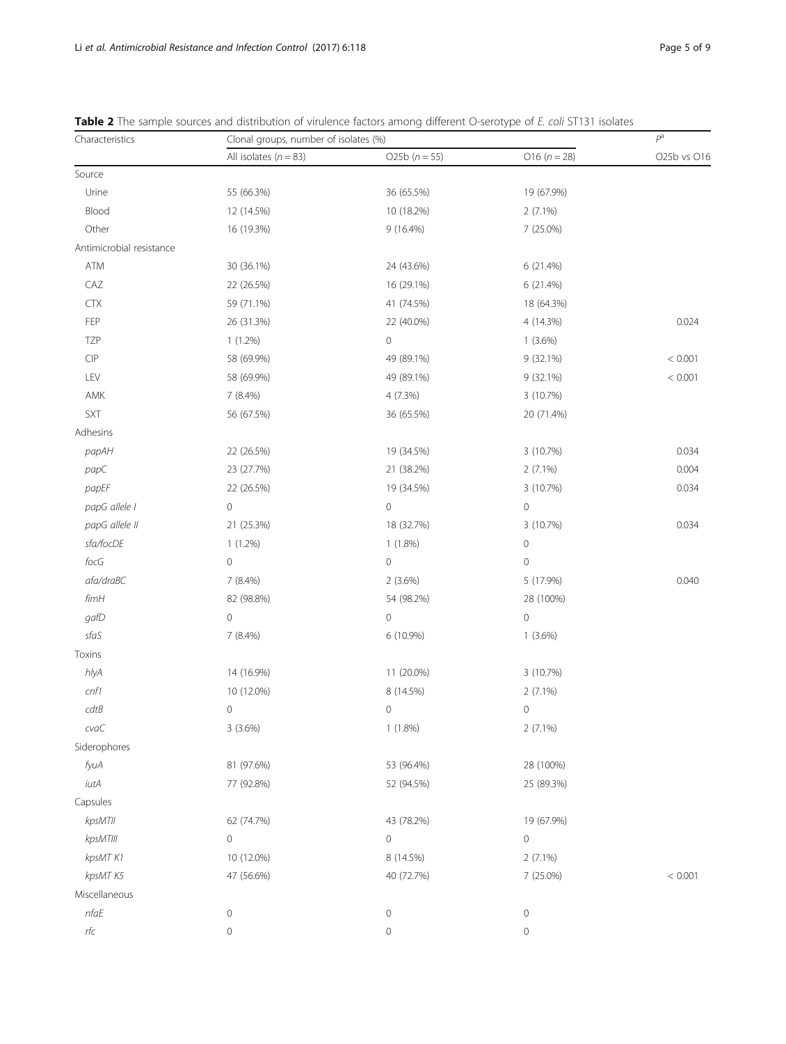**Table 2** The sample sources and distribution of virulence factors among different O-serotype of *E. coli* ST131 isolates

| Characteristics | Clonal groups, number of isolates (%) | | | $P^{a}$ |
|---|---|---|---|---|
| | All isolates ($n = 83$) | O25b ($n = 55$) | O16 ($n = 28$) | O25b vs O16 |
| Source | | | | |
| Urine | 55 (66.3%) | 36 (65.5%) | 19 (67.9%) | |
| Blood | 12 (14.5%) | 10 (18.2%) | 2 (7.1%) | |
| Other | 16 (19.3%) | 9 (16.4%) | 7 (25.0%) | |
| Antimicrobial resistance | | | | |
| ATM | 30 (36.1%) | 24 (43.6%) | 6 (21.4%) | |
| CAZ | 22 (26.5%) | 16 (29.1%) | 6 (21.4%) | |
| CTX | 59 (71.1%) | 41 (74.5%) | 18 (64.3%) | |
| FEP | 26 (31.3%) | 22 (40.0%) | 4 (14.3%) | 0.024 |
| TZP | 1 (1.2%) | 0 | 1 (3.6%) | |
| CIP | 58 (69.9%) | 49 (89.1%) | 9 (32.1%) | < 0.001 |
| LEV | 58 (69.9%) | 49 (89.1%) | 9 (32.1%) | < 0.001 |
| AMK | 7 (8.4%) | 4 (7.3%) | 3 (10.7%) | |
| SXT | 56 (67.5%) | 36 (65.5%) | 20 (71.4%) | |
| Adhesins | | | | |
| *papAH* | 22 (26.5%) | 19 (34.5%) | 3 (10.7%) | 0.034 |
| *papC* | 23 (27.7%) | 21 (38.2%) | 2 (7.1%) | 0.004 |
| *papEF* | 22 (26.5%) | 19 (34.5%) | 3 (10.7%) | 0.034 |
| *papG allele I* | 0 | 0 | 0 | |
| *papG allele II* | 21 (25.3%) | 18 (32.7%) | 3 (10.7%) | 0.034 |
| *sfa/focDE* | 1 (1.2%) | 1 (1.8%) | 0 | |
| *focG* | 0 | 0 | 0 | |
| *afa/draBC* | 7 (8.4%) | 2 (3.6%) | 5 (17.9%) | 0.040 |
| *fimH* | 82 (98.8%) | 54 (98.2%) | 28 (100%) | |
| *gafD* | 0 | 0 | 0 | |
| *sfaS* | 7 (8.4%) | 6 (10.9%) | 1 (3.6%) | |
| Toxins | | | | |
| *hlyA* | 14 (16.9%) | 11 (20.0%) | 3 (10.7%) | |
| *cnf1* | 10 (12.0%) | 8 (14.5%) | 2 (7.1%) | |
| *cdtB* | 0 | 0 | 0 | |
| *cvaC* | 3 (3.6%) | 1 (1.8%) | 2 (7.1%) | |
| Siderophores | | | | |
| *fyuA* | 81 (97.6%) | 53 (96.4%) | 28 (100%) | |
| *iutA* | 77 (92.8%) | 52 (94.5%) | 25 (89.3%) | |
| Capsules | | | | |
| *kpsMTII* | 62 (74.7%) | 43 (78.2%) | 19 (67.9%) | |
| *kpsMTIII* | 0 | 0 | 0 | |
| *kpsMT K1* | 10 (12.0%) | 8 (14.5%) | 2 (7.1%) | |
| *kpsMT K5* | 47 (56.6%) | 40 (72.7%) | 7 (25.0%) | < 0.001 |
| Miscellaneous | | | | |
| *nfaE* | 0 | 0 | 0 | |
| *rfc* | 0 | 0 | 0 | |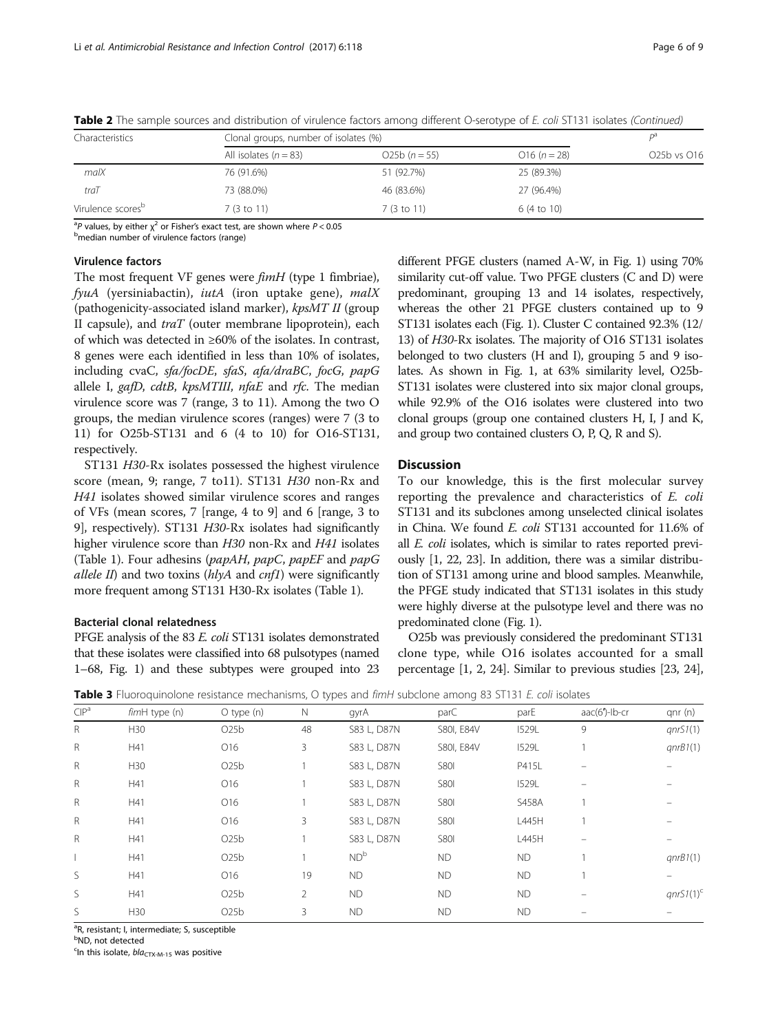**Table 2** The sample sources and distribution of virulence factors among different O-serotype of *E. coli* ST131 isolates *(Continued)*

| Characteristics | Clonal groups, number of isolates (%) | | | $P$[a] |
|---|---|---|---|---|
| | All isolates ($n = 83$) | O25b ($n = 55$) | O16 ($n = 28$) | O25b vs O16 |
| *malX* | 76 (91.6%) | 51 (92.7%) | 25 (89.3%) | |
| *traT* | 73 (88.0%) | 46 (83.6%) | 27 (96.4%) | |
| Virulence scores[b] | 7 (3 to 11) | 7 (3 to 11) | 6 (4 to 10) | |

[a]$P$ values, by either $\chi^2$ or Fisher's exact test, are shown where $P < 0.05$
[b]median number of virulence factors (range)

### Virulence factors

The most frequent VF genes were *fimH* (type 1 fimbriae), *fyuA* (yersiniabactin), *iutA* (iron uptake gene), *malX* (pathogenicity-associated island marker), *kpsMT II* (group II capsule), and *traT* (outer membrane lipoprotein), each of which was detected in ≥60% of the isolates. In contrast, 8 genes were each identified in less than 10% of isolates, including cvaC, *sfa/focDE*, *sfaS*, *afa/draBC*, *focG*, *papG* allele I, *gafD*, *cdtB*, *kpsMTIII*, *nfaE* and *rfc*. The median virulence score was 7 (range, 3 to 11). Among the two O groups, the median virulence scores (ranges) were 7 (3 to 11) for O25b-ST131 and 6 (4 to 10) for O16-ST131, respectively.

ST131 *H30*-Rx isolates possessed the highest virulence score (mean, 9; range, 7 to11). ST131 *H30* non-Rx and *H41* isolates showed similar virulence scores and ranges of VFs (mean scores, 7 [range, 4 to 9] and 6 [range, 3 to 9], respectively). ST131 *H30*-Rx isolates had significantly higher virulence score than *H30* non-Rx and *H41* isolates (Table 1). Four adhesins (*papAH*, *papC*, *papEF* and *papG allele II*) and two toxins (*hlyA* and *cnf1*) were significantly more frequent among ST131 H30-Rx isolates (Table 1).

### Bacterial clonal relatedness

PFGE analysis of the 83 *E. coli* ST131 isolates demonstrated that these isolates were classified into 68 pulsotypes (named 1–68, Fig. 1) and these subtypes were grouped into 23 different PFGE clusters (named A-W, in Fig. 1) using 70% similarity cut-off value. Two PFGE clusters (C and D) were predominant, grouping 13 and 14 isolates, respectively, whereas the other 21 PFGE clusters contained up to 9 ST131 isolates each (Fig. 1). Cluster C contained 92.3% (12/13) of *H30*-Rx isolates. The majority of O16 ST131 isolates belonged to two clusters (H and I), grouping 5 and 9 isolates. As shown in Fig. 1, at 63% similarity level, O25b-ST131 isolates were clustered into six major clonal groups, while 92.9% of the O16 isolates were clustered into two clonal groups (group one contained clusters H, I, J and K, and group two contained clusters O, P, Q, R and S).

## Discussion

To our knowledge, this is the first molecular survey reporting the prevalence and characteristics of *E. coli* ST131 and its subclones among unselected clinical isolates in China. We found *E. coli* ST131 accounted for 11.6% of all *E. coli* isolates, which is similar to rates reported previously [1, 22, 23]. In addition, there was a similar distribution of ST131 among urine and blood samples. Meanwhile, the PFGE study indicated that ST131 isolates in this study were highly diverse at the pulsotype level and there was no predominated clone (Fig. 1).

O25b was previously considered the predominant ST131 clone type, while O16 isolates accounted for a small percentage [1, 2, 24]. Similar to previous studies [23, 24],

**Table 3** Fluoroquinolone resistance mechanisms, O types and *fimH* subclone among 83 ST131 *E. coli* isolates

| CIP[a] | *fimH* type (n) | O type (n) | N | gyrA | parC | parE | aac(6')-lb-cr | qnr (n) |
|---|---|---|---|---|---|---|---|---|
| R | H30 | O25b | 48 | S83 L, D87N | S80I, E84V | I529L | 9 | *qnrS1*(1) |
| R | H41 | O16 | 3 | S83 L, D87N | S80I, E84V | I529L | 1 | *qnrB1*(1) |
| R | H30 | O25b | 1 | S83 L, D87N | S80I | P415L | – | – |
| R | H41 | O16 | 1 | S83 L, D87N | S80I | I529L | – | – |
| R | H41 | O16 | 1 | S83 L, D87N | S80I | S458A | 1 | – |
| R | H41 | O16 | 3 | S83 L, D87N | S80I | L445H | 1 | – |
| R | H41 | O25b | 1 | S83 L, D87N | S80I | L445H | – | – |
| I | H41 | O25b | 1 | ND[b] | ND | ND | 1 | *qnrB1*(1) |
| S | H41 | O16 | 19 | ND | ND | ND | 1 | – |
| S | H41 | O25b | 2 | ND | ND | ND | – | *qnrS1*(1)[c] |
| S | H30 | O25b | 3 | ND | ND | ND | – | – |

[a]R, resistant; I, intermediate; S, susceptible
[b]ND, not detected
[c]In this isolate, $bla_{CTX\text{-}M\text{-}15}$ was positive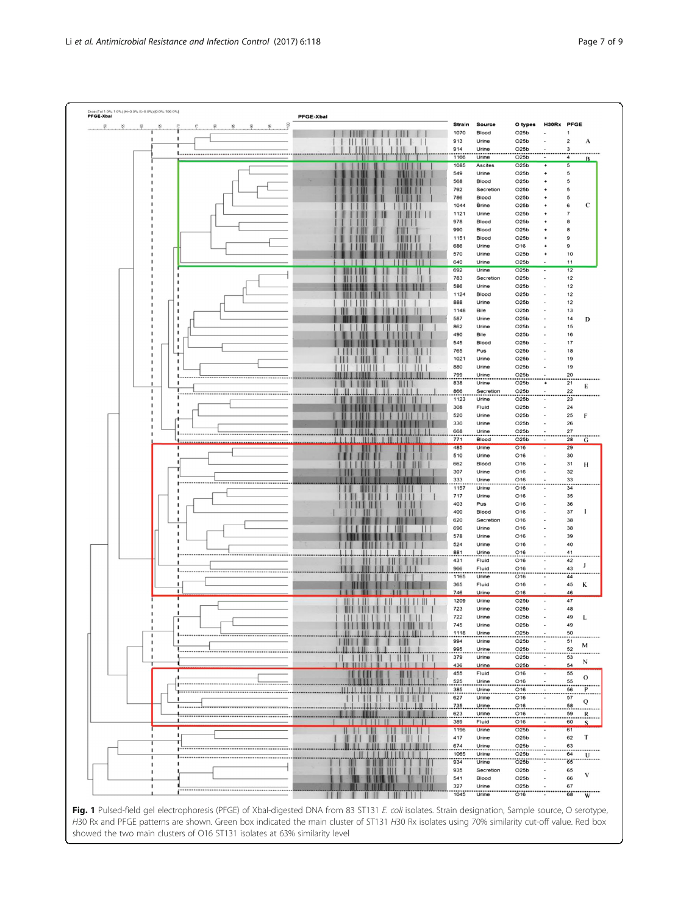| Strain | Source | O types | H30Rx | PFGE | |
|---|---|---|---|---|---|
| 1070 | Blood | O25b | - | 1 | A |
| 913 | Urine | O25b | - | 2 | |
| 914 | Urine | O25b | - | 3 | |
| 1166 | Urine | O25b | - | 4 | B |
| 1085 | Ascites | O25b | + | 5 | C |
| 549 | Urine | O25b | + | 5 | |
| 568 | Blood | O25b | + | 5 | |
| 792 | Secretion | O25b | + | 5 | |
| 786 | Blood | O25b | + | 5 | |
| 1044 | Urine | O25b | + | 6 | |
| 1121 | Urine | O25b | + | 7 | |
| 978 | Blood | O25b | + | 8 | |
| 990 | Blood | O25b | + | 8 | |
| 1151 | Blood | O25b | + | 9 | |
| 686 | Urine | O16 | + | 9 | |
| 570 | Urine | O25b | + | 10 | |
| 640 | Urine | O25b | - | 11 | |
| 692 | Urine | O25b | - | 12 | D |
| 783 | Secretion | O25b | - | 12 | |
| 586 | Urine | O25b | - | 12 | |
| 1124 | Blood | O25b | - | 12 | |
| 888 | Urine | O25b | - | 12 | |
| 1148 | Bile | O25b | - | 13 | |
| 587 | Urine | O25b | - | 14 | |
| 862 | Urine | O25b | - | 15 | |
| 490 | Bile | O25b | - | 16 | |
| 545 | Blood | O25b | - | 17 | |
| 765 | Pus | O25b | - | 18 | |
| 1021 | Urine | O25b | - | 19 | |
| 880 | Urine | O25b | - | 19 | |
| 799 | Urine | O25b | - | 20 | |
| 838 | Urine | O25b | + | 21 | E |
| 866 | Secretion | O25b | - | 22 | |
| 1123 | Urine | O25b | - | 23 | F |
| 308 | Fluid | O25b | - | 24 | |
| 520 | Urine | O25b | - | 25 | |
| 330 | Urine | O25b | - | 26 | |
| 668 | Urine | O25b | - | 27 | |
| 771 | Blood | O25b | - | 28 | G |
| 485 | Urine | O16 | - | 29 | H |
| 510 | Urine | O16 | - | 30 | |
| 662 | Blood | O16 | - | 31 | |
| 307 | Urine | O16 | - | 32 | |
| 333 | Urine | O16 | - | 33 | |
| 1157 | Urine | O16 | - | 34 | I |
| 717 | Urine | O16 | - | 35 | |
| 403 | Pus | O16 | - | 36 | |
| 400 | Blood | O16 | - | 37 | |
| 620 | Secretion | O16 | - | 38 | |
| 696 | Urine | O16 | - | 38 | |
| 578 | Urine | O16 | - | 39 | |
| 524 | Urine | O16 | - | 40 | |
| 881 | Urine | O16 | - | 41 | |
| 431 | Fluid | O16 | - | 42 | J |
| 966 | Fluid | O16 | - | 43 | |
| 1165 | Urine | O16 | - | 44 | K |
| 365 | Fluid | O16 | - | 45 | |
| 746 | Urine | O16 | - | 46 | |
| 1209 | Urine | O25b | - | 47 | L |
| 723 | Urine | O25b | - | 48 | |
| 722 | Urine | O25b | - | 49 | |
| 745 | Urine | O25b | - | 49 | |
| 1118 | Urine | O25b | - | 50 | |
| 994 | Urine | O25b | - | 51 | M |
| 995 | Urine | O25b | - | 52 | |
| 379 | Urine | O25b | - | 53 | N |
| 436 | Urine | O25b | - | 54 | |
| 455 | Fluid | O16 | - | 55 | O |
| 525 | Urine | O16 | - | 55 | |
| 385 | Urine | O16 | - | 56 | P |
| 627 | Urine | O16 | - | 57 | Q |
| 735 | Urine | O16 | - | 58 | |
| 623 | Urine | O16 | - | 59 | R |
| 389 | Fluid | O16 | - | 60 | S |
| 1196 | Urine | O25b | - | 61 | T |
| 417 | Urine | O25b | - | 62 | |
| 674 | Urine | O25b | - | 63 | |
| 1065 | Urine | O25b | - | 64 | U |
| 934 | Urine | O25b | - | 65 | V |
| 935 | Secretion | O25b | - | 65 | |
| 541 | Blood | O25b | - | 66 | |
| 327 | Urine | O25b | - | 67 | |
| 1045 | Urine | O16 | - | 68 | W |

**Fig. 1** Pulsed-field gel electrophoresis (PFGE) of XbaI-digested DNA from 83 ST131 *E. coli* isolates. Strain designation, Sample source, O serotype, *H*30 Rx and PFGE patterns are shown. Green box indicated the main cluster of ST131 *H*30 Rx isolates using 70% similarity cut-off value. Red box showed the two main clusters of O16 ST131 isolates at 63% similarity level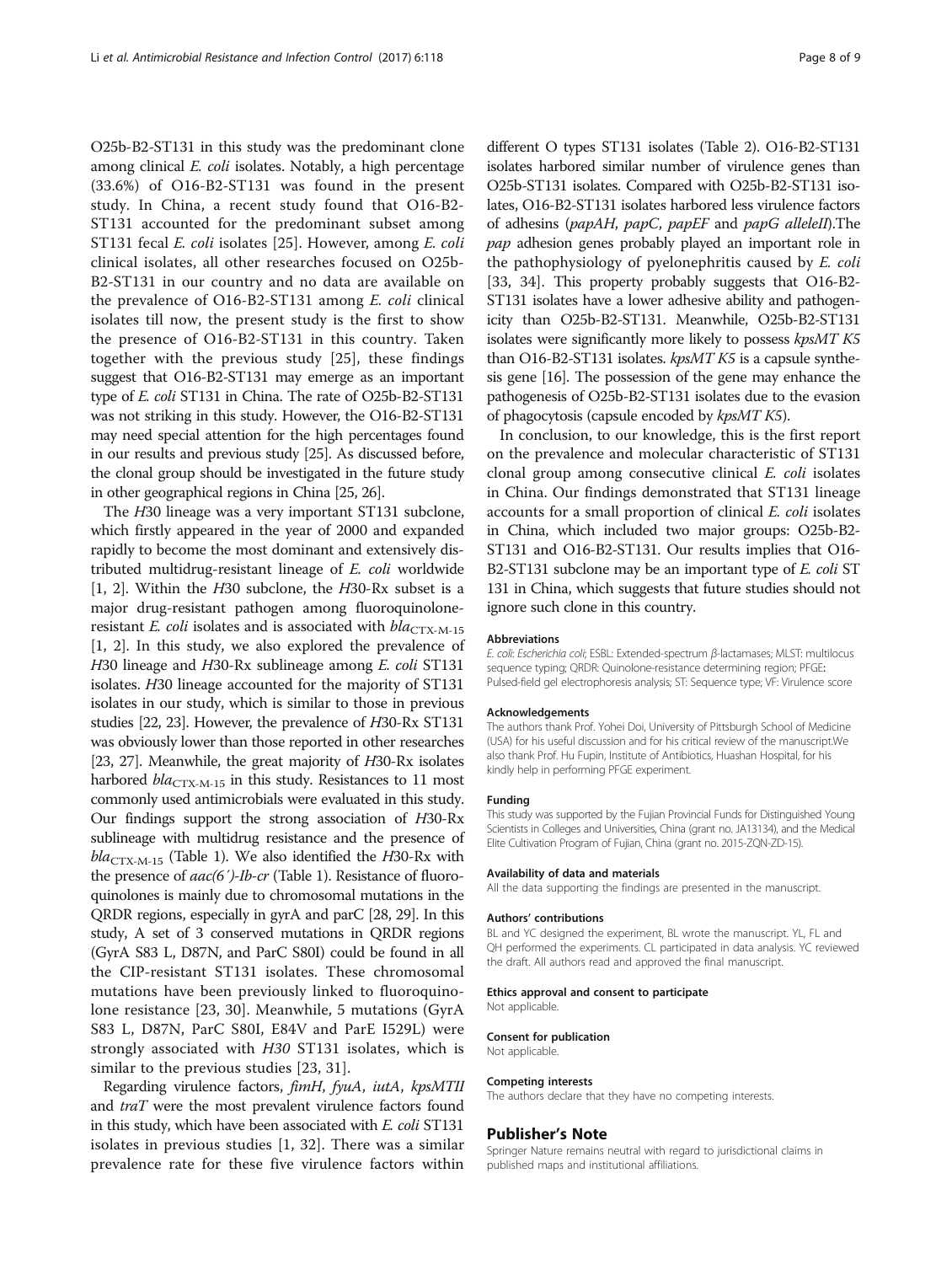O25b-B2-ST131 in this study was the predominant clone among clinical *E. coli* isolates. Notably, a high percentage (33.6%) of O16-B2-ST131 was found in the present study. In China, a recent study found that O16-B2-ST131 accounted for the predominant subset among ST131 fecal *E. coli* isolates [25]. However, among *E. coli* clinical isolates, all other researches focused on O25b-B2-ST131 in our country and no data are available on the prevalence of O16-B2-ST131 among *E. coli* clinical isolates till now, the present study is the first to show the presence of O16-B2-ST131 in this country. Taken together with the previous study [25], these findings suggest that O16-B2-ST131 may emerge as an important type of *E. coli* ST131 in China. The rate of O25b-B2-ST131 was not striking in this study. However, the O16-B2-ST131 may need special attention for the high percentages found in our results and previous study [25]. As discussed before, the clonal group should be investigated in the future study in other geographical regions in China [25, 26].

The *H*30 lineage was a very important ST131 subclone, which firstly appeared in the year of 2000 and expanded rapidly to become the most dominant and extensively distributed multidrug-resistant lineage of *E. coli* worldwide [1, 2]. Within the *H*30 subclone, the *H*30-Rx subset is a major drug-resistant pathogen among fluoroquinolone-resistant *E. coli* isolates and is associated with $bla_{\text{CTX-M-15}}$ [1, 2]. In this study, we also explored the prevalence of *H*30 lineage and *H*30-Rx sublineage among *E. coli* ST131 isolates. *H*30 lineage accounted for the majority of ST131 isolates in our study, which is similar to those in previous studies [22, 23]. However, the prevalence of *H*30-Rx ST131 was obviously lower than those reported in other researches [23, 27]. Meanwhile, the great majority of *H*30-Rx isolates harbored $bla_{\text{CTX-M-15}}$ in this study. Resistances to 11 most commonly used antimicrobials were evaluated in this study. Our findings support the strong association of *H*30-Rx sublineage with multidrug resistance and the presence of $bla_{\text{CTX-M-15}}$ (Table 1). We also identified the *H*30-Rx with the presence of *aac(6´)-Ib-cr* (Table 1). Resistance of fluoroquinolones is mainly due to chromosomal mutations in the QRDR regions, especially in gyrA and parC [28, 29]. In this study, A set of 3 conserved mutations in QRDR regions (GyrA S83 L, D87N, and ParC S80I) could be found in all the CIP-resistant ST131 isolates. These chromosomal mutations have been previously linked to fluoroquinolone resistance [23, 30]. Meanwhile, 5 mutations (GyrA S83 L, D87N, ParC S80I, E84V and ParE I529L) were strongly associated with *H30* ST131 isolates, which is similar to the previous studies [23, 31].

Regarding virulence factors, *fimH*, *fyuA*, *iutA*, *kpsMTII* and *traT* were the most prevalent virulence factors found in this study, which have been associated with *E. coli* ST131 isolates in previous studies [1, 32]. There was a similar prevalence rate for these five virulence factors within different O types ST131 isolates (Table 2). O16-B2-ST131 isolates harbored similar number of virulence genes than O25b-ST131 isolates. Compared with O25b-B2-ST131 isolates, O16-B2-ST131 isolates harbored less virulence factors of adhesins (*papAH*, *papC*, *papEF* and *papG alleleII*).The *pap* adhesion genes probably played an important role in the pathophysiology of pyelonephritis caused by *E. coli* [33, 34]. This property probably suggests that O16-B2-ST131 isolates have a lower adhesive ability and pathogenicity than O25b-B2-ST131. Meanwhile, O25b-B2-ST131 isolates were significantly more likely to possess *kpsMT K5* than O16-B2-ST131 isolates. *kpsMT K5* is a capsule synthesis gene [16]. The possession of the gene may enhance the pathogenesis of O25b-B2-ST131 isolates due to the evasion of phagocytosis (capsule encoded by *kpsMT K5*).

In conclusion, to our knowledge, this is the first report on the prevalence and molecular characteristic of ST131 clonal group among consecutive clinical *E. coli* isolates in China. Our findings demonstrated that ST131 lineage accounts for a small proportion of clinical *E. coli* isolates in China, which included two major groups: O25b-B2-ST131 and O16-B2-ST131. Our results implies that O16-B2-ST131 subclone may be an important type of *E. coli* ST 131 in China, which suggests that future studies should not ignore such clone in this country.

#### Abbreviations
*E. coli*: *Escherichia coli*; ESBL: Extended-spectrum β-lactamases; MLST: multilocus sequence typing; QRDR: Quinolone-resistance determining region; PFGE: Pulsed-field gel electrophoresis analysis; ST: Sequence type; VF: Virulence score

#### Acknowledgements
The authors thank Prof. Yohei Doi, University of Pittsburgh School of Medicine (USA) for his useful discussion and for his critical review of the manuscript.We also thank Prof. Hu Fupin, Institute of Antibiotics, Huashan Hospital, for his kindly help in performing PFGE experiment.

#### Funding
This study was supported by the Fujian Provincial Funds for Distinguished Young Scientists in Colleges and Universities, China (grant no. JA13134), and the Medical Elite Cultivation Program of Fujian, China (grant no. 2015-ZQN-ZD-15).

#### Availability of data and materials
All the data supporting the findings are presented in the manuscript.

#### Authors' contributions
BL and YC designed the experiment, BL wrote the manuscript. YL, FL and QH performed the experiments. CL participated in data analysis. YC reviewed the draft. All authors read and approved the final manuscript.

#### Ethics approval and consent to participate
Not applicable.

#### Consent for publication
Not applicable.

#### Competing interests
The authors declare that they have no competing interests.

### Publisher's Note
Springer Nature remains neutral with regard to jurisdictional claims in published maps and institutional affiliations.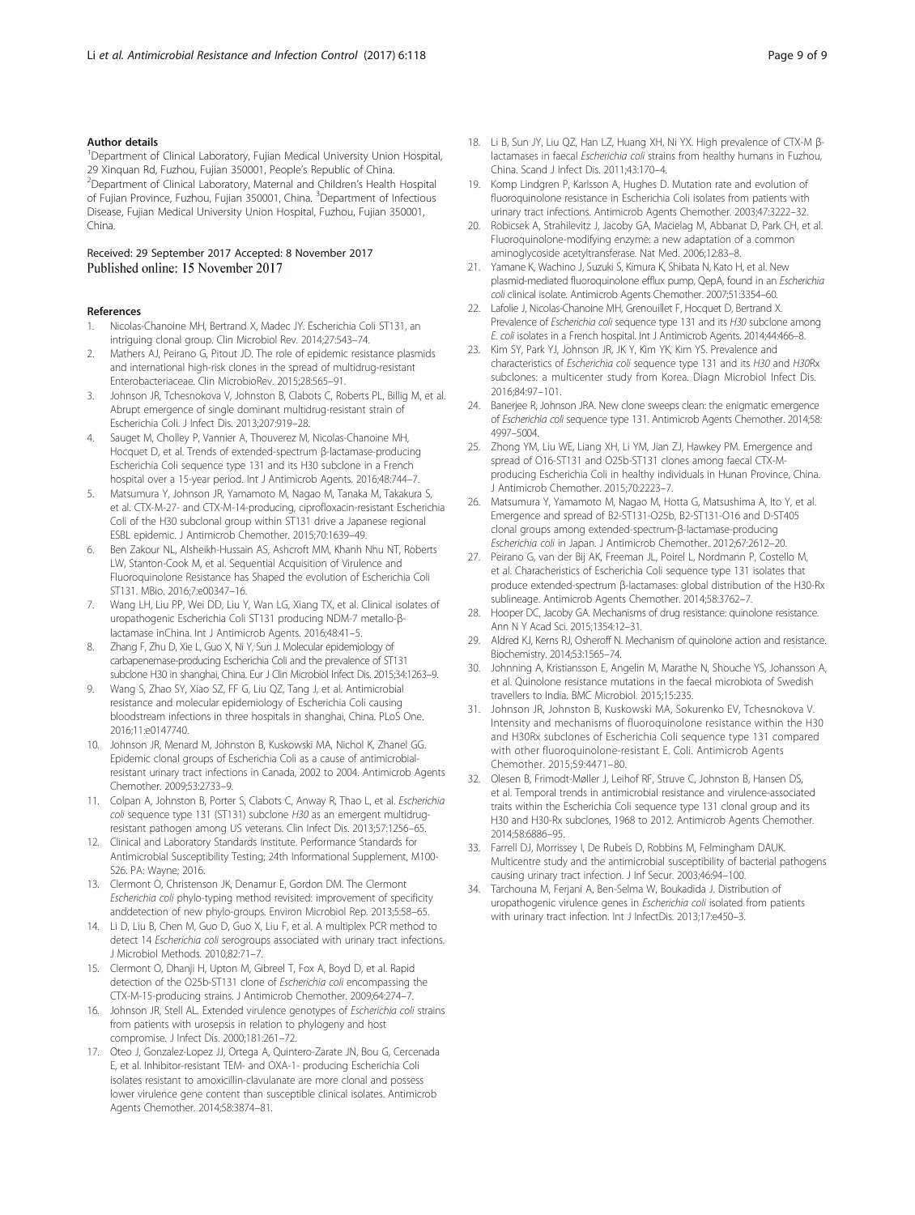## Author details

[1]Department of Clinical Laboratory, Fujian Medical University Union Hospital, 29 Xinquan Rd, Fuzhou, Fujian 350001, People's Republic of China. [2]Department of Clinical Laboratory, Maternal and Children's Health Hospital of Fujian Province, Fuzhou, Fujian 350001, China. [3]Department of Infectious Disease, Fujian Medical University Union Hospital, Fuzhou, Fujian 350001, China.

Received: 29 September 2017 Accepted: 8 November 2017
Published online: 15 November 2017

## References

1. Nicolas-Chanoine MH, Bertrand X, Madec JY. Escherichia Coli ST131, an intriguing clonal group. Clin Microbiol Rev. 2014;27:543–74.
2. Mathers AJ, Peirano G, Pitout JD. The role of epidemic resistance plasmids and international high-risk clones in the spread of multidrug-resistant Enterobacteriaceae. Clin MicrobioRev. 2015;28:565–91.
3. Johnson JR, Tchesnokova V, Johnston B, Clabots C, Roberts PL, Billig M, et al. Abrupt emergence of single dominant multidrug-resistant strain of Escherichia Coli. J Infect Dis. 2013;207:919–28.
4. Sauget M, Cholley P, Vannier A, Thouverez M, Nicolas-Chanoine MH, Hocquet D, et al. Trends of extended-spectrum β-lactamase-producing Escherichia Coli sequence type 131 and its H30 subclone in a French hospital over a 15-year period. Int J Antimicrob Agents. 2016;48:744–7.
5. Matsumura Y, Johnson JR, Yamamoto M, Nagao M, Tanaka M, Takakura S, et al. CTX-M-27- and CTX-M-14-producing, ciprofloxacin-resistant Escherichia Coli of the H30 subclonal group within ST131 drive a Japanese regional ESBL epidemic. J Antimicrob Chemother. 2015;70:1639–49.
6. Ben Zakour NL, Alsheikh-Hussain AS, Ashcroft MM, Khanh Nhu NT, Roberts LW, Stanton-Cook M, et al. Sequential Acquisition of Virulence and Fluoroquinolone Resistance has Shaped the evolution of Escherichia Coli ST131. MBio. 2016;7:e00347–16.
7. Wang LH, Liu PP, Wei DD, Liu Y, Wan LG, Xiang TX, et al. Clinical isolates of uropathogenic Escherichia Coli ST131 producing NDM-7 metallo-β-lactamase inChina. Int J Antimicrob Agents. 2016;48:41–5.
8. Zhang F, Zhu D, Xie L, Guo X, Ni Y, Sun J. Molecular epidemiology of carbapenemase-producing Escherichia Coli and the prevalence of ST131 subclone H30 in shanghai, China. Eur J Clin Microbiol Infect Dis. 2015;34:1263–9.
9. Wang S, Zhao SY, Xiao SZ, FF G, Liu QZ, Tang J, et al. Antimicrobial resistance and molecular epidemiology of Escherichia Coli causing bloodstream infections in three hospitals in shanghai, China. PLoS One. 2016;11:e0147740.
10. Johnson JR, Menard M, Johnston B, Kuskowski MA, Nichol K, Zhanel GG. Epidemic clonal groups of Escherichia Coli as a cause of antimicrobial-resistant urinary tract infections in Canada, 2002 to 2004. Antimicrob Agents Chemother. 2009;53:2733–9.
11. Colpan A, Johnston B, Porter S, Clabots C, Anway R, Thao L, et al. *Escherichia coli* sequence type 131 (ST131) subclone *H30* as an emergent multidrug-resistant pathogen among US veterans. Clin Infect Dis. 2013;57:1256–65.
12. Clinical and Laboratory Standards Institute. Performance Standards for Antimicrobial Susceptibility Testing; 24th Informational Supplement, M100-S26. PA: Wayne; 2016.
13. Clermont O, Christenson JK, Denamur E, Gordon DM. The Clermont *Escherichia coli* phylo-typing method revisited: improvement of specificity anddetection of new phylo-groups. Environ Microbiol Rep. 2013;5:58–65.
14. Li D, Liu B, Chen M, Guo D, Guo X, Liu F, et al. A multiplex PCR method to detect 14 *Escherichia coli* serogroups associated with urinary tract infections. J Microbiol Methods. 2010;82:71–7.
15. Clermont O, Dhanji H, Upton M, Gibreel T, Fox A, Boyd D, et al. Rapid detection of the O25b-ST131 clone of *Escherichia coli* encompassing the CTX-M-15-producing strains. J Antimicrob Chemother. 2009;64:274–7.
16. Johnson JR, Stell AL. Extended virulence genotypes of *Escherichia coli* strains from patients with urosepsis in relation to phylogeny and host compromise. J Infect Dis. 2000;181:261–72.
17. Oteo J, Gonzalez-Lopez JJ, Ortega A, Quintero-Zarate JN, Bou G, Cercenada E, et al. Inhibitor-resistant TEM- and OXA-1- producing Escherichia Coli isolates resistant to amoxicillin-clavulanate are more clonal and possess lower virulence gene content than susceptible clinical isolates. Antimicrob Agents Chemother. 2014;58:3874–81.
18. Li B, Sun JY, Liu QZ, Han LZ, Huang XH, Ni YX. High prevalence of CTX-M β-lactamases in faecal *Escherichia coli* strains from healthy humans in Fuzhou, China. Scand J Infect Dis. 2011;43:170–4.
19. Komp Lindgren P, Karlsson A, Hughes D. Mutation rate and evolution of fluoroquinolone resistance in Escherichia Coli isolates from patients with urinary tract infections. Antimicrob Agents Chemother. 2003;47:3222–32.
20. Robicsek A, Strahilevitz J, Jacoby GA, Macielag M, Abbanat D, Park CH, et al. Fluoroquinolone-modifying enzyme: a new adaptation of a common aminoglycoside acetyltransferase. Nat Med. 2006;12:83–8.
21. Yamane K, Wachino J, Suzuki S, Kimura K, Shibata N, Kato H, et al. New plasmid-mediated fluoroquinolone efflux pump, QepA, found in an *Escherichia coli* clinical isolate. Antimicrob Agents Chemother. 2007;51:3354–60.
22. Lafolie J, Nicolas-Chanoine MH, Grenouillet F, Hocquet D, Bertrand X. Prevalence of *Escherichia coli* sequence type 131 and its *H30* subclone among *E. coli* isolates in a French hospital. Int J Antimicrob Agents. 2014;44:466–8.
23. Kim SY, Park YJ, Johnson JR, JK Y, Kim YK, Kim YS. Prevalence and characteristics of *Escherichia coli* sequence type 131 and its *H30* and *H30*Rx subclones: a multicenter study from Korea. Diagn Microbiol Infect Dis. 2016;84:97–101.
24. Banerjee R, Johnson JRA. New clone sweeps clean: the enigmatic emergence of *Escherichia coli* sequence type 131. Antimicrob Agents Chemother. 2014;58:4997–5004.
25. Zhong YM, Liu WE, Liang XH, Li YM, Jian ZJ, Hawkey PM. Emergence and spread of O16-ST131 and O25b-ST131 clones among faecal CTX-M-producing Escherichia Coli in healthy individuals in Hunan Province, China. J Antimicrob Chemother. 2015;70:2223–7.
26. Matsumura Y, Yamamoto M, Nagao M, Hotta G, Matsushima A, Ito Y, et al. Emergence and spread of B2-ST131-O25b, B2-ST131-O16 and D-ST405 clonal groups among extended-spectrum-β-lactamase-producing *Escherichia coli* in Japan. J Antimicrob Chemother. 2012;67:2612–20.
27. Peirano G, van der Bij AK, Freeman JL, Poirel L, Nordmann P, Costello M, et al. Characteristics of Escherichia Coli sequence type 131 isolates that produce extended-spectrum β-lactamases: global distribution of the H30-Rx sublineage. Antimicrob Agents Chemother. 2014;58:3762–7.
28. Hooper DC, Jacoby GA. Mechanisms of drug resistance: quinolone resistance. Ann N Y Acad Sci. 2015;1354:12–31.
29. Aldred KJ, Kerns RJ, Osheroff N. Mechanism of quinolone action and resistance. Biochemistry. 2014;53:1565–74.
30. Johnning A, Kristiansson E, Angelin M, Marathe N, Shouche YS, Johansson A, et al. Quinolone resistance mutations in the faecal microbiota of Swedish travellers to India. BMC Microbiol. 2015;15:235.
31. Johnson JR, Johnston B, Kuskowski MA, Sokurenko EV, Tchesnokova V. Intensity and mechanisms of fluoroquinolone resistance within the H30 and H30Rx subclones of Escherichia Coli sequence type 131 compared with other fluoroquinolone-resistant E. Coli. Antimicrob Agents Chemother. 2015;59:4471–80.
32. Olesen B, Frimodt-Møller J, Leihof RF, Struve C, Johnston B, Hansen DS, et al. Temporal trends in antimicrobial resistance and virulence-associated traits within the Escherichia Coli sequence type 131 clonal group and its H30 and H30-Rx subclones, 1968 to 2012. Antimicrob Agents Chemother. 2014;58:6886–95.
33. Farrell DJ, Morrissey I, De Rubeis D, Robbins M, Felmingham DAUK. Multicentre study and the antimicrobial susceptibility of bacterial pathogens causing urinary tract infection. J Inf Secur. 2003;46:94–100.
34. Tarchouna M, Ferjani A, Ben-Selma W, Boukadida J. Distribution of uropathogenic virulence genes in *Escherichia coli* isolated from patients with urinary tract infection. Int J InfectDis. 2013;17:e450–3.